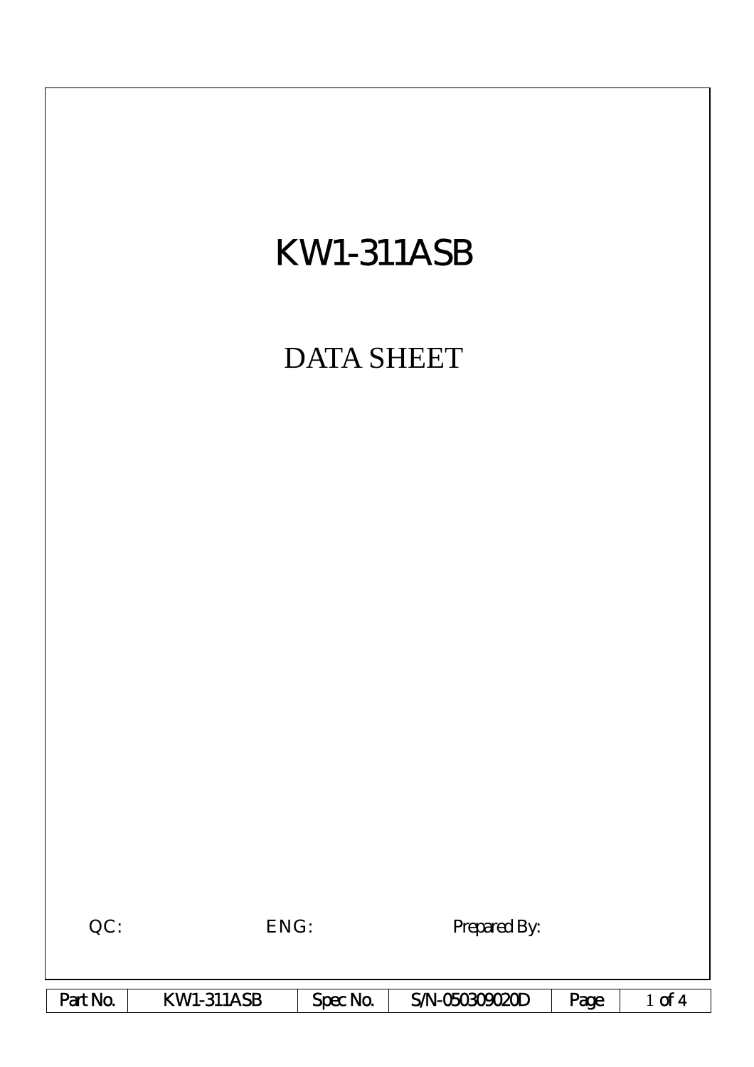# KW1-311ASB

## DATA SHEET

QC: ENG: Prepared By:

| Part No. | KW1-311ASB | Spec No. | S/N-050309020D |
|---|---|---|---|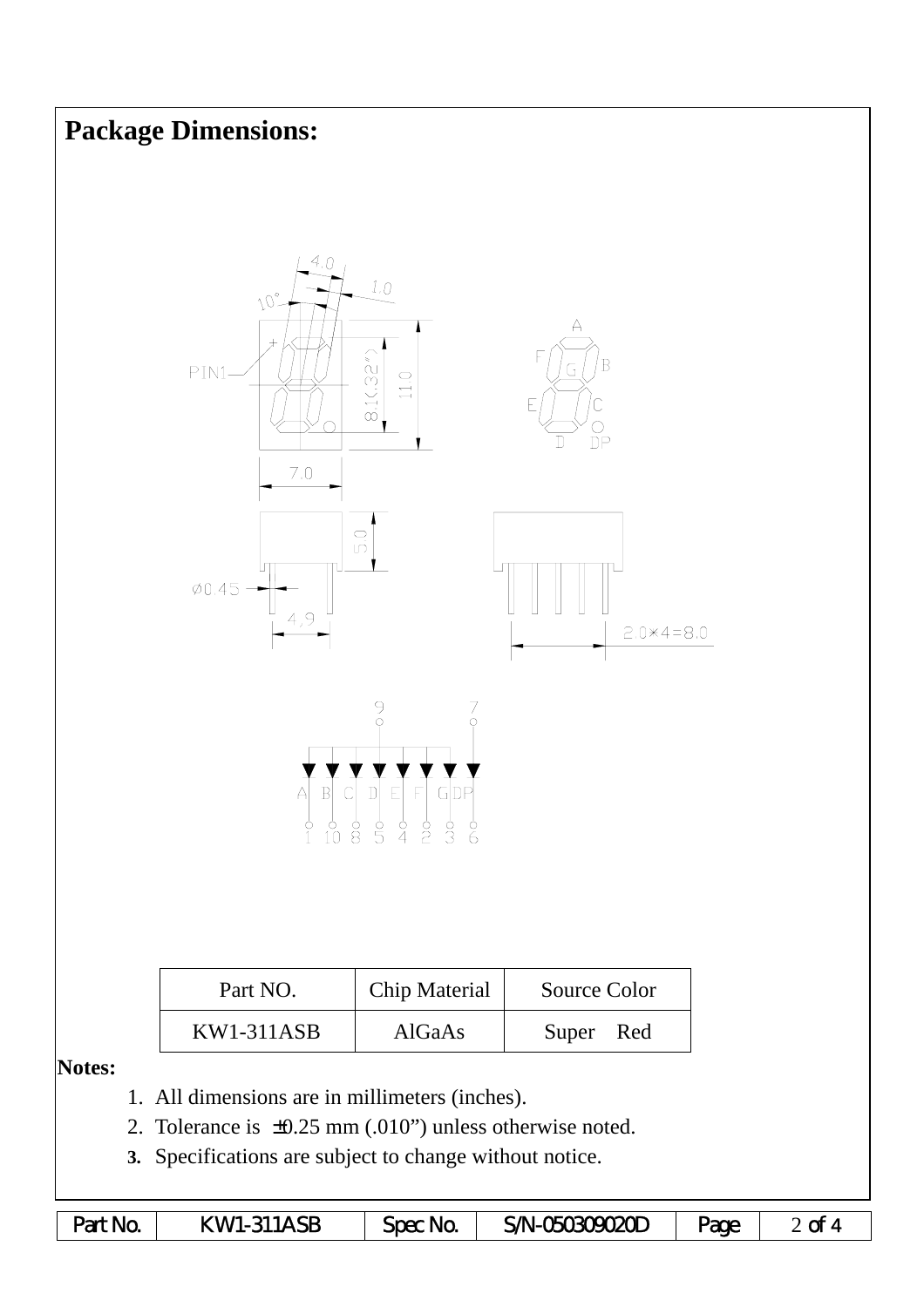## Package Dimensions:

| Part NO. | Chip Material | Source Color |
|---|---|---|
| KW1-311ASB | AlGaAs | Super Red |

**Notes:**

1. All dimensions are in millimeters (inches).
2. Tolerance is ±0.25 mm (.010") unless otherwise noted.
3. Specifications are subject to change without notice.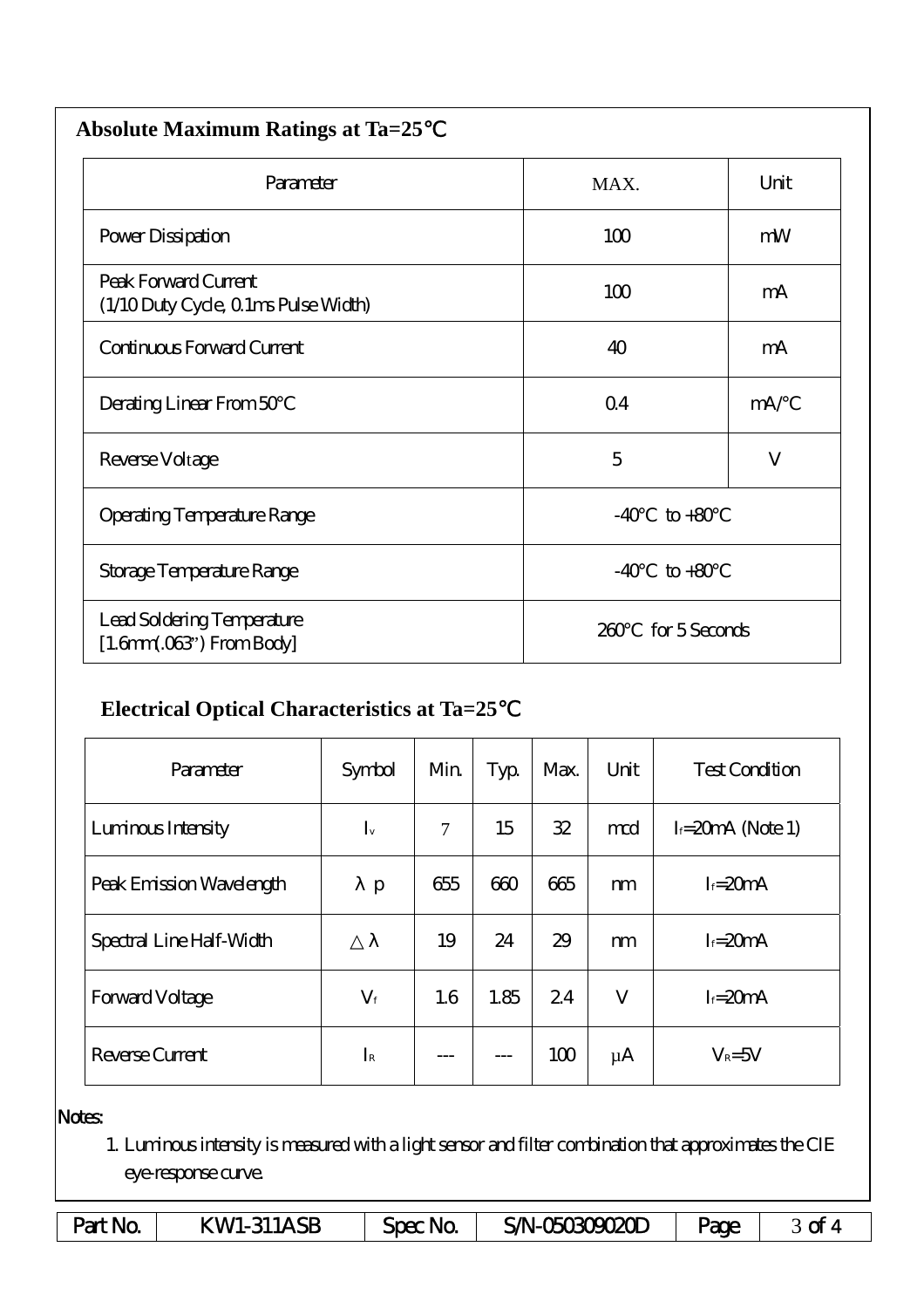## Absolute Maximum Ratings at Ta=25℃

| Parameter | MAX. | Unit |
|---|---|---|
| Power Dissipation | 100 | mW |
| Peak Forward Current (1/10 Duty Cycle, 0.1ms Pulse Width) | 100 | mA |
| Continuous Forward Current | 40 | mA |
| Derating Linear From 50°C | 0.4 | mA/°C |
| Reverse Voltage | 5 | V |
| Operating Temperature Range | -40°C to +80°C | |
| Storage Temperature Range | -40°C to +80°C | |
| Lead Soldering Temperature [1.6mm(.063") From Body] | 260°C for 5 Seconds | |

## Electrical Optical Characteristics at Ta=25℃

| Parameter | Symbol | Min. | Typ. | Max. | Unit | Test Condition |
|---|---|---|---|---|---|---|
| Luminous Intensity | $I_v$ | 7 | 15 | 32 | mcd | $I_f$=20mA (Note 1) |
| Peak Emission Wavelength | $\lambda p$ | 655 | 660 | 665 | nm | $I_f$=20mA |
| Spectral Line Half-Width | $\triangle\lambda$ | 19 | 24 | 29 | nm | $I_f$=20mA |
| Forward Voltage | $V_f$ | 1.6 | 1.85 | 2.4 | V | $I_f$=20mA |
| Reverse Current | $I_R$ | --- | --- | 100 | μA | $V_R$=5V |

Notes:

1. Luminous intensity is measured with a light sensor and filter combination that approximates the CIE eye-response curve.

| Part No. | KW1-311ASB | Spec No. | S/N-050309020D |
|---|---|---|---|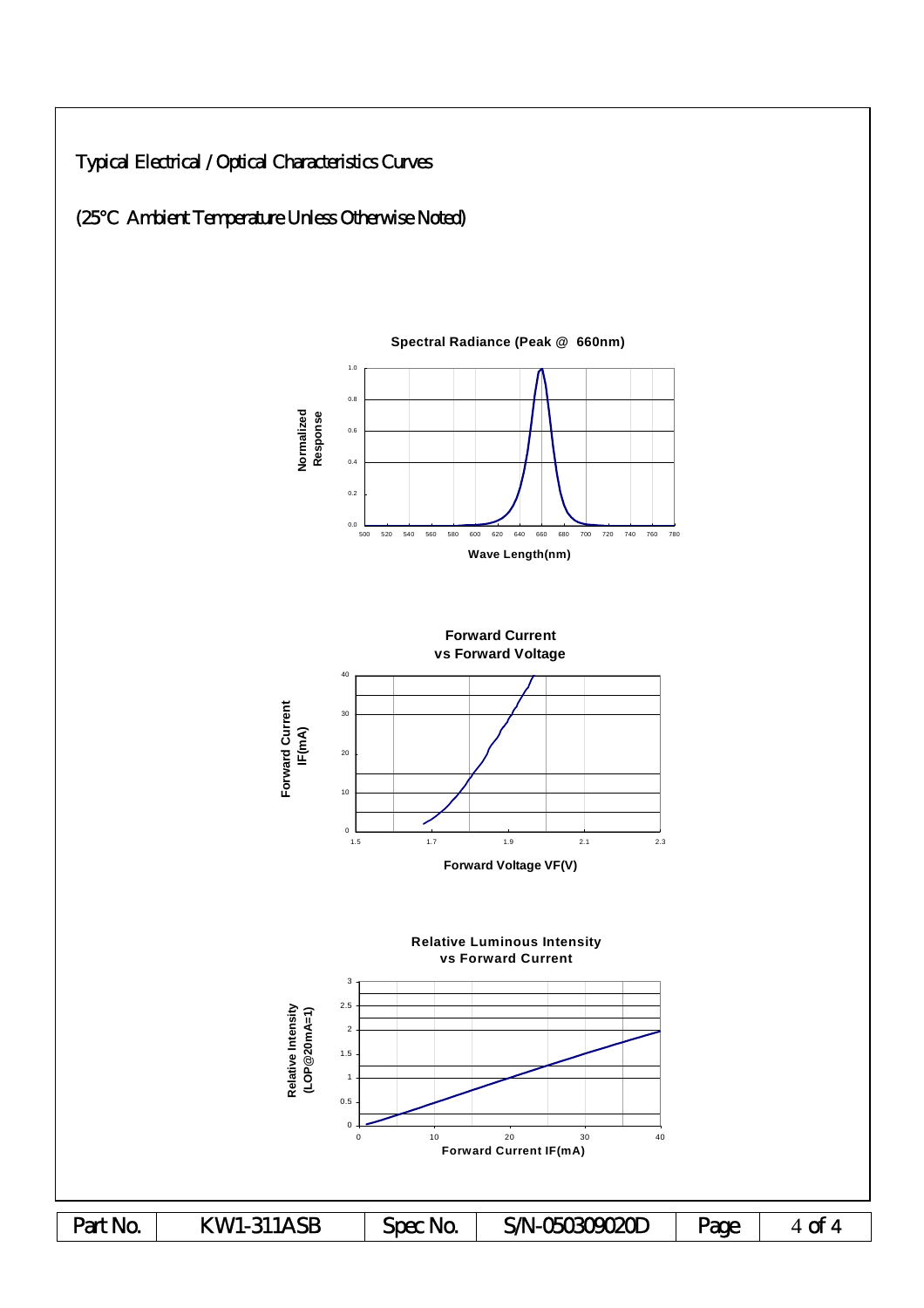# Typical Electrical / Optical Characteristics Curves

## (25°C Ambient Temperature Unless Otherwise Noted)

Spectral Radiance (Peak @ 660nm)

Normalized Response

1.0
0.8
0.6
0.4
0.2
0.0

500 520 540 560 580 600 620 640 660 680 700 720 740 760 780

Wave Length(nm)

Forward Current vs Forward Voltage

Forward Current IF(mA)

40
30
20
10
0

1.5 1.7 1.9 2.1 2.3

Forward Voltage VF(V)

Relative Luminous Intensity vs Forward Current

Relative Intensity (LOP@20mA=1)

3
2.5
2
1.5
1
0.5
0

0 10 20 30 40

Forward Current IF(mA)

| Part No. | KW1-311ASB | Spec No. | S/N-050309020D | Page | 4 of 4 |
|---|---|---|---|---|---|